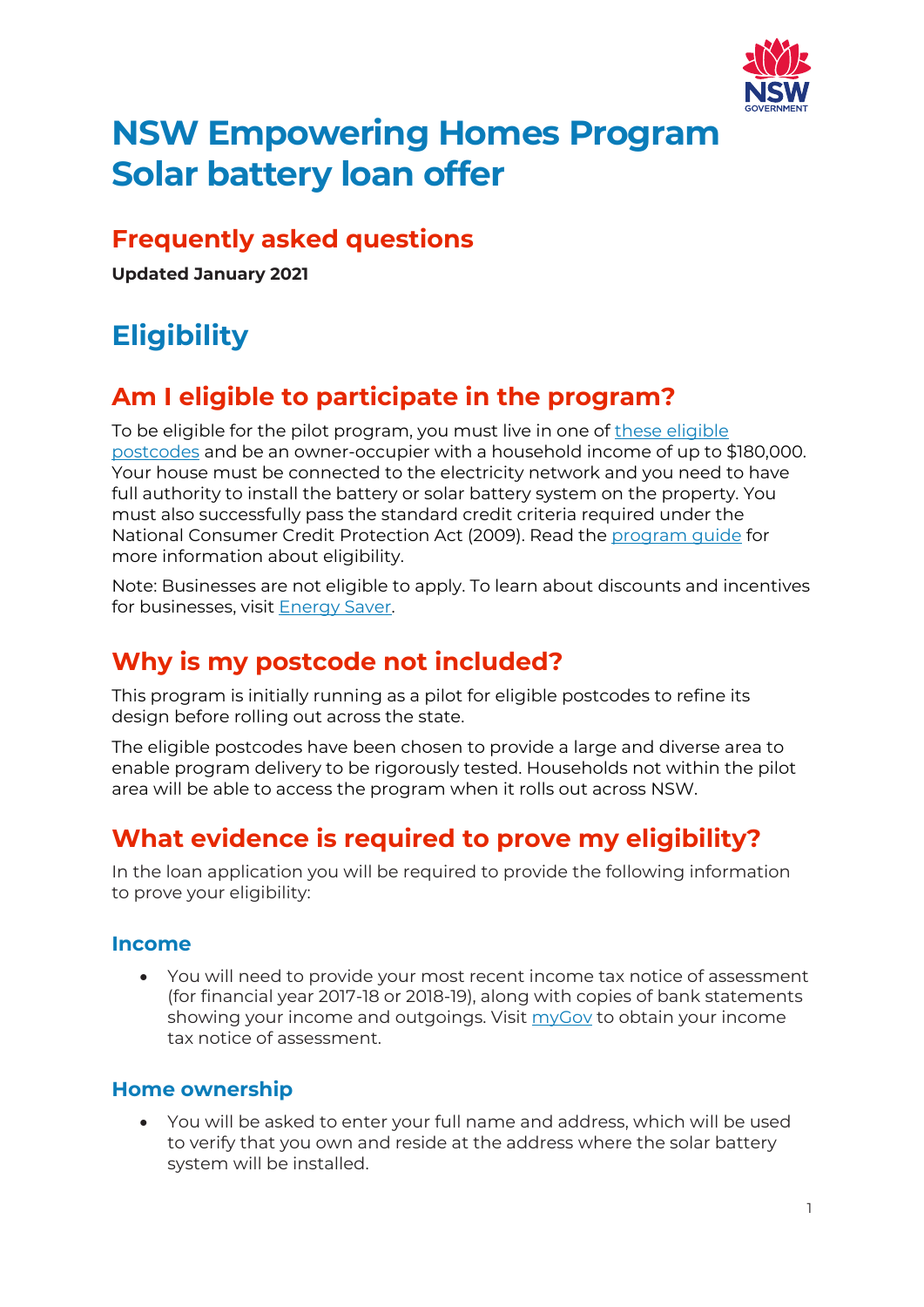# NSW Empowering Homes Program Solar battery loan offer

## Frequently asked questions

**Updated January 2021**

# Eligibility

## Am I eligible to participate in the program?

To be eligible for the pilot program, you must live in one of these eligible postcodes and be an owner-occupier with a household income of up to $180,000. Your house must be connected to the electricity network and you need to have full authority to install the battery or solar battery system on the property. You must also successfully pass the standard credit criteria required under the National Consumer Credit Protection Act (2009). Read the program guide for more information about eligibility.

Note: Businesses are not eligible to apply. To learn about discounts and incentives for businesses, visit Energy Saver.

## Why is my postcode not included?

This program is initially running as a pilot for eligible postcodes to refine its design before rolling out across the state.

The eligible postcodes have been chosen to provide a large and diverse area to enable program delivery to be rigorously tested. Households not within the pilot area will be able to access the program when it rolls out across NSW.

## What evidence is required to prove my eligibility?

In the loan application you will be required to provide the following information to prove your eligibility:

### Income

- You will need to provide your most recent income tax notice of assessment (for financial year 2017-18 or 2018-19), along with copies of bank statements showing your income and outgoings. Visit myGov to obtain your income tax notice of assessment.

### Home ownership

- You will be asked to enter your full name and address, which will be used to verify that you own and reside at the address where the solar battery system will be installed.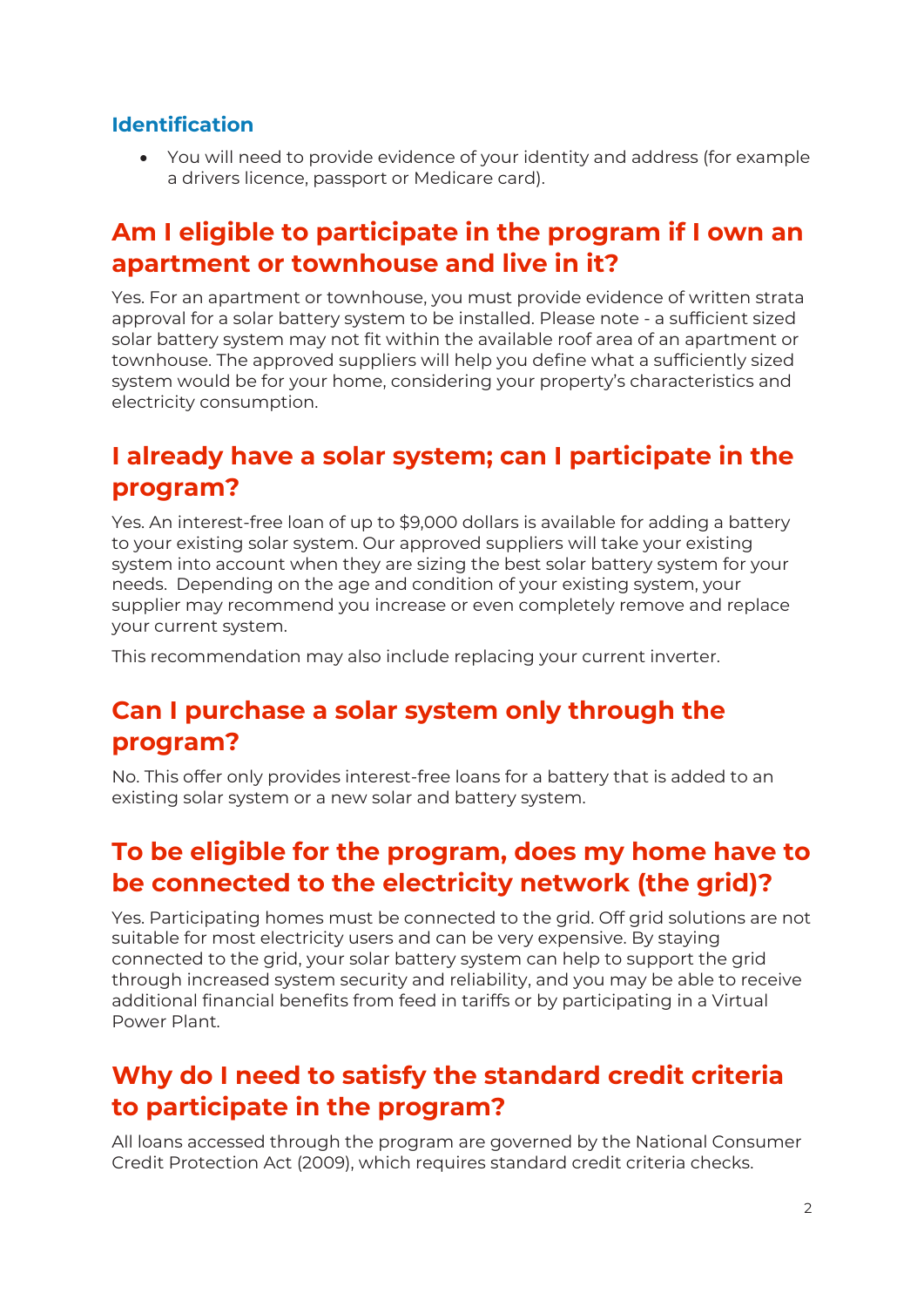### Identification

- You will need to provide evidence of your identity and address (for example a drivers licence, passport or Medicare card).

## Am I eligible to participate in the program if I own an apartment or townhouse and live in it?

Yes. For an apartment or townhouse, you must provide evidence of written strata approval for a solar battery system to be installed. Please note - a sufficient sized solar battery system may not fit within the available roof area of an apartment or townhouse. The approved suppliers will help you define what a sufficiently sized system would be for your home, considering your property's characteristics and electricity consumption.

## I already have a solar system; can I participate in the program?

Yes. An interest-free loan of up to $9,000 dollars is available for adding a battery to your existing solar system. Our approved suppliers will take your existing system into account when they are sizing the best solar battery system for your needs. Depending on the age and condition of your existing system, your supplier may recommend you increase or even completely remove and replace your current system.

This recommendation may also include replacing your current inverter.

## Can I purchase a solar system only through the program?

No. This offer only provides interest-free loans for a battery that is added to an existing solar system or a new solar and battery system.

## To be eligible for the program, does my home have to be connected to the electricity network (the grid)?

Yes. Participating homes must be connected to the grid. Off grid solutions are not suitable for most electricity users and can be very expensive. By staying connected to the grid, your solar battery system can help to support the grid through increased system security and reliability, and you may be able to receive additional financial benefits from feed in tariffs or by participating in a Virtual Power Plant.

## Why do I need to satisfy the standard credit criteria to participate in the program?

All loans accessed through the program are governed by the National Consumer Credit Protection Act (2009), which requires standard credit criteria checks.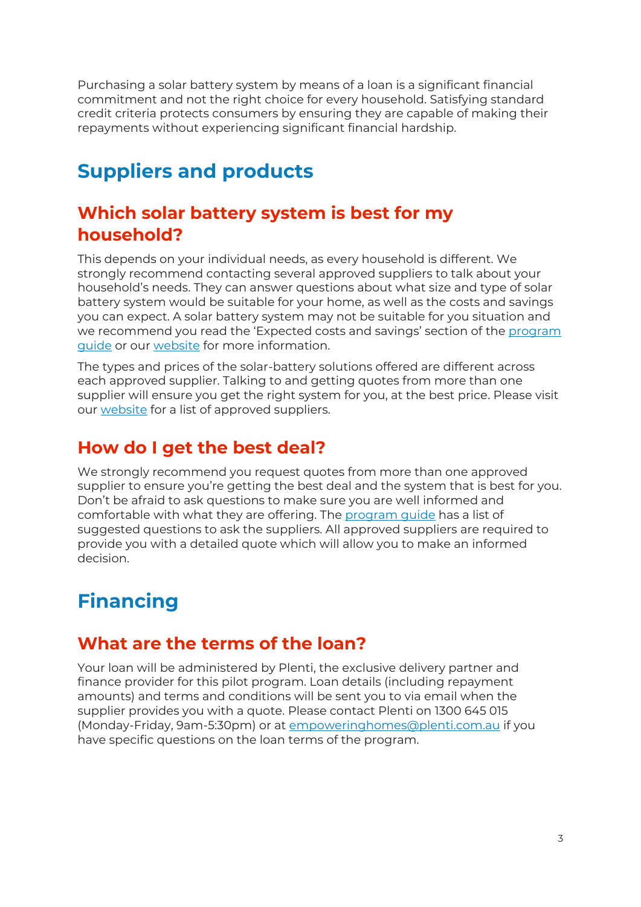Purchasing a solar battery system by means of a loan is a significant financial commitment and not the right choice for every household. Satisfying standard credit criteria protects consumers by ensuring they are capable of making their repayments without experiencing significant financial hardship.

# Suppliers and products

## Which solar battery system is best for my household?

This depends on your individual needs, as every household is different. We strongly recommend contacting several approved suppliers to talk about your household's needs. They can answer questions about what size and type of solar battery system would be suitable for your home, as well as the costs and savings you can expect. A solar battery system may not be suitable for you situation and we recommend you read the 'Expected costs and savings' section of the program guide or our website for more information.

The types and prices of the solar-battery solutions offered are different across each approved supplier. Talking to and getting quotes from more than one supplier will ensure you get the right system for you, at the best price. Please visit our website for a list of approved suppliers.

## How do I get the best deal?

We strongly recommend you request quotes from more than one approved supplier to ensure you're getting the best deal and the system that is best for you. Don't be afraid to ask questions to make sure you are well informed and comfortable with what they are offering. The program guide has a list of suggested questions to ask the suppliers. All approved suppliers are required to provide you with a detailed quote which will allow you to make an informed decision.

# Financing

## What are the terms of the loan?

Your loan will be administered by Plenti, the exclusive delivery partner and finance provider for this pilot program. Loan details (including repayment amounts) and terms and conditions will be sent you to via email when the supplier provides you with a quote. Please contact Plenti on 1300 645 015 (Monday-Friday, 9am-5:30pm) or at empoweringhomes@plenti.com.au if you have specific questions on the loan terms of the program.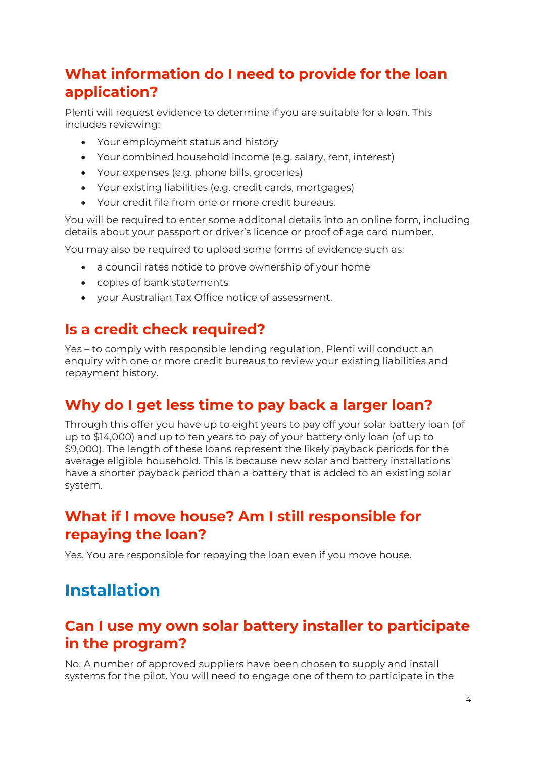## What information do I need to provide for the loan application?

Plenti will request evidence to determine if you are suitable for a loan. This includes reviewing:

- Your employment status and history
- Your combined household income (e.g. salary, rent, interest)
- Your expenses (e.g. phone bills, groceries)
- Your existing liabilities (e.g. credit cards, mortgages)
- Your credit file from one or more credit bureaus.

You will be required to enter some additonal details into an online form, including details about your passport or driver's licence or proof of age card number.

You may also be required to upload some forms of evidence such as:

- a council rates notice to prove ownership of your home
- copies of bank statements
- your Australian Tax Office notice of assessment.

## Is a credit check required?

Yes – to comply with responsible lending regulation, Plenti will conduct an enquiry with one or more credit bureaus to review your existing liabilities and repayment history.

## Why do I get less time to pay back a larger loan?

Through this offer you have up to eight years to pay off your solar battery loan (of up to $14,000) and up to ten years to pay of your battery only loan (of up to $9,000). The length of these loans represent the likely payback periods for the average eligible household. This is because new solar and battery installations have a shorter payback period than a battery that is added to an existing solar system.

## What if I move house? Am I still responsible for repaying the loan?

Yes. You are responsible for repaying the loan even if you move house.

# Installation

## Can I use my own solar battery installer to participate in the program?

No. A number of approved suppliers have been chosen to supply and install systems for the pilot. You will need to engage one of them to participate in the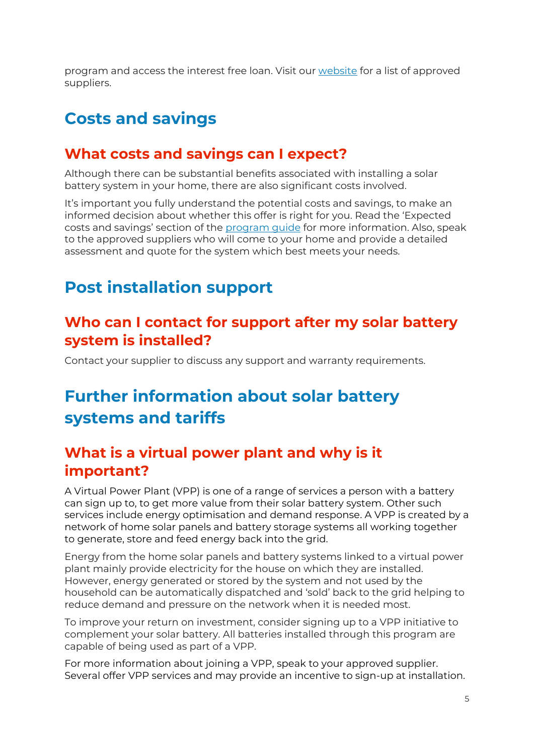program and access the interest free loan. Visit our website for a list of approved suppliers.

# Costs and savings

## What costs and savings can I expect?

Although there can be substantial benefits associated with installing a solar battery system in your home, there are also significant costs involved.

It's important you fully understand the potential costs and savings, to make an informed decision about whether this offer is right for you. Read the 'Expected costs and savings' section of the program guide for more information. Also, speak to the approved suppliers who will come to your home and provide a detailed assessment and quote for the system which best meets your needs.

# Post installation support

## Who can I contact for support after my solar battery system is installed?

Contact your supplier to discuss any support and warranty requirements.

# Further information about solar battery systems and tariffs

## What is a virtual power plant and why is it important?

A Virtual Power Plant (VPP) is one of a range of services a person with a battery can sign up to, to get more value from their solar battery system. Other such services include energy optimisation and demand response. A VPP is created by a network of home solar panels and battery storage systems all working together to generate, store and feed energy back into the grid.

Energy from the home solar panels and battery systems linked to a virtual power plant mainly provide electricity for the house on which they are installed. However, energy generated or stored by the system and not used by the household can be automatically dispatched and 'sold' back to the grid helping to reduce demand and pressure on the network when it is needed most.

To improve your return on investment, consider signing up to a VPP initiative to complement your solar battery. All batteries installed through this program are capable of being used as part of a VPP.

For more information about joining a VPP, speak to your approved supplier. Several offer VPP services and may provide an incentive to sign-up at installation.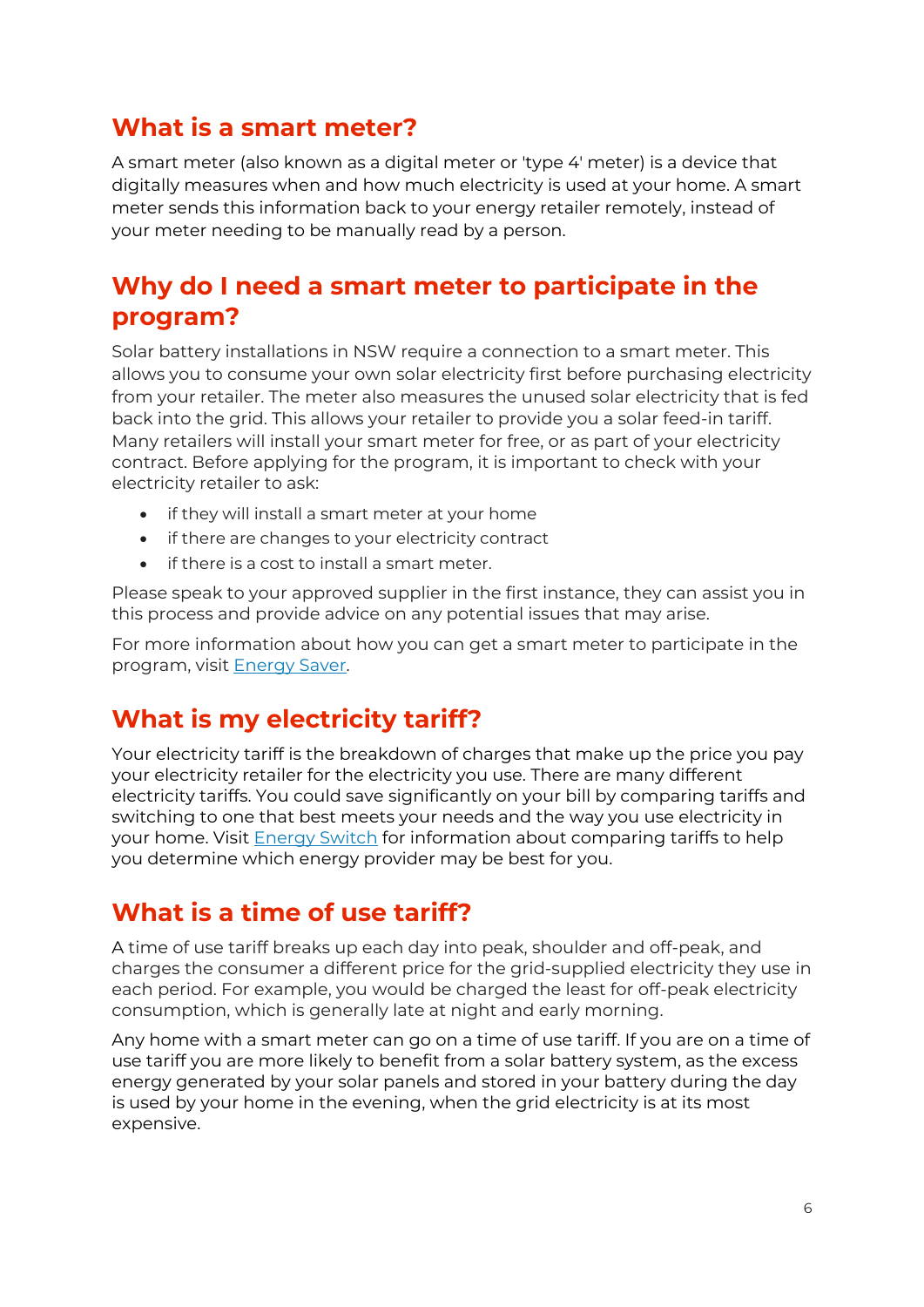## What is a smart meter?

A smart meter (also known as a digital meter or 'type 4' meter) is a device that digitally measures when and how much electricity is used at your home. A smart meter sends this information back to your energy retailer remotely, instead of your meter needing to be manually read by a person.

## Why do I need a smart meter to participate in the program?

Solar battery installations in NSW require a connection to a smart meter. This allows you to consume your own solar electricity first before purchasing electricity from your retailer. The meter also measures the unused solar electricity that is fed back into the grid. This allows your retailer to provide you a solar feed-in tariff. Many retailers will install your smart meter for free, or as part of your electricity contract. Before applying for the program, it is important to check with your electricity retailer to ask:

- if they will install a smart meter at your home
- if there are changes to your electricity contract
- if there is a cost to install a smart meter.

Please speak to your approved supplier in the first instance, they can assist you in this process and provide advice on any potential issues that may arise.

For more information about how you can get a smart meter to participate in the program, visit [Energy Saver](#).

## What is my electricity tariff?

Your electricity tariff is the breakdown of charges that make up the price you pay your electricity retailer for the electricity you use. There are many different electricity tariffs. You could save significantly on your bill by comparing tariffs and switching to one that best meets your needs and the way you use electricity in your home. Visit [Energy Switch](#) for information about comparing tariffs to help you determine which energy provider may be best for you.

## What is a time of use tariff?

A time of use tariff breaks up each day into peak, shoulder and off-peak, and charges the consumer a different price for the grid-supplied electricity they use in each period. For example, you would be charged the least for off-peak electricity consumption, which is generally late at night and early morning.

Any home with a smart meter can go on a time of use tariff. If you are on a time of use tariff you are more likely to benefit from a solar battery system, as the excess energy generated by your solar panels and stored in your battery during the day is used by your home in the evening, when the grid electricity is at its most expensive.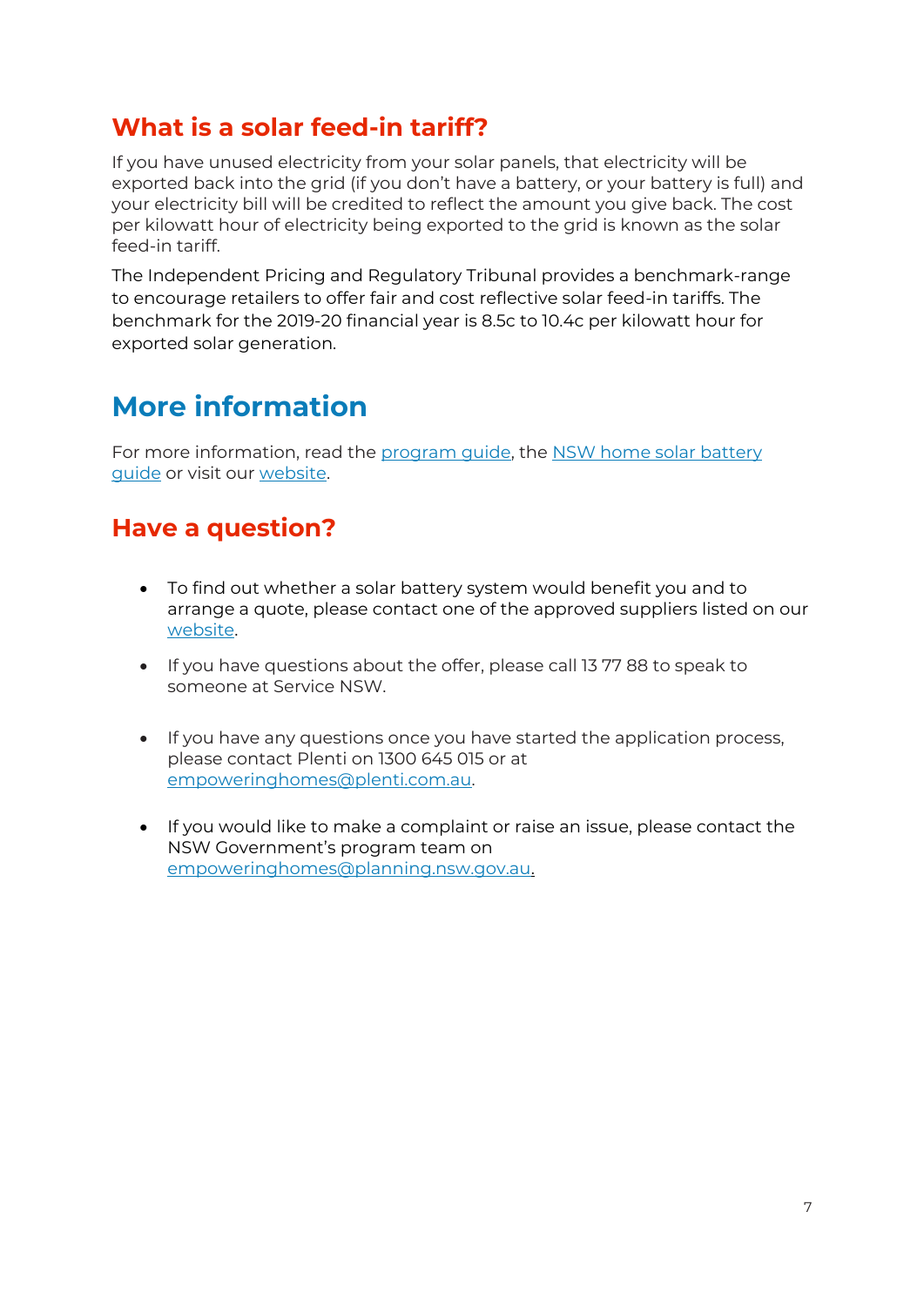## What is a solar feed-in tariff?

If you have unused electricity from your solar panels, that electricity will be exported back into the grid (if you don't have a battery, or your battery is full) and your electricity bill will be credited to reflect the amount you give back. The cost per kilowatt hour of electricity being exported to the grid is known as the solar feed-in tariff.

The Independent Pricing and Regulatory Tribunal provides a benchmark-range to encourage retailers to offer fair and cost reflective solar feed-in tariffs. The benchmark for the 2019-20 financial year is 8.5c to 10.4c per kilowatt hour for exported solar generation.

# More information

For more information, read the program guide, the NSW home solar battery guide or visit our website.

## Have a question?

- To find out whether a solar battery system would benefit you and to arrange a quote, please contact one of the approved suppliers listed on our website.
- If you have questions about the offer, please call 13 77 88 to speak to someone at Service NSW.
- If you have any questions once you have started the application process, please contact Plenti on 1300 645 015 or at empoweringhomes@plenti.com.au.
- If you would like to make a complaint or raise an issue, please contact the NSW Government's program team on empoweringhomes@planning.nsw.gov.au.